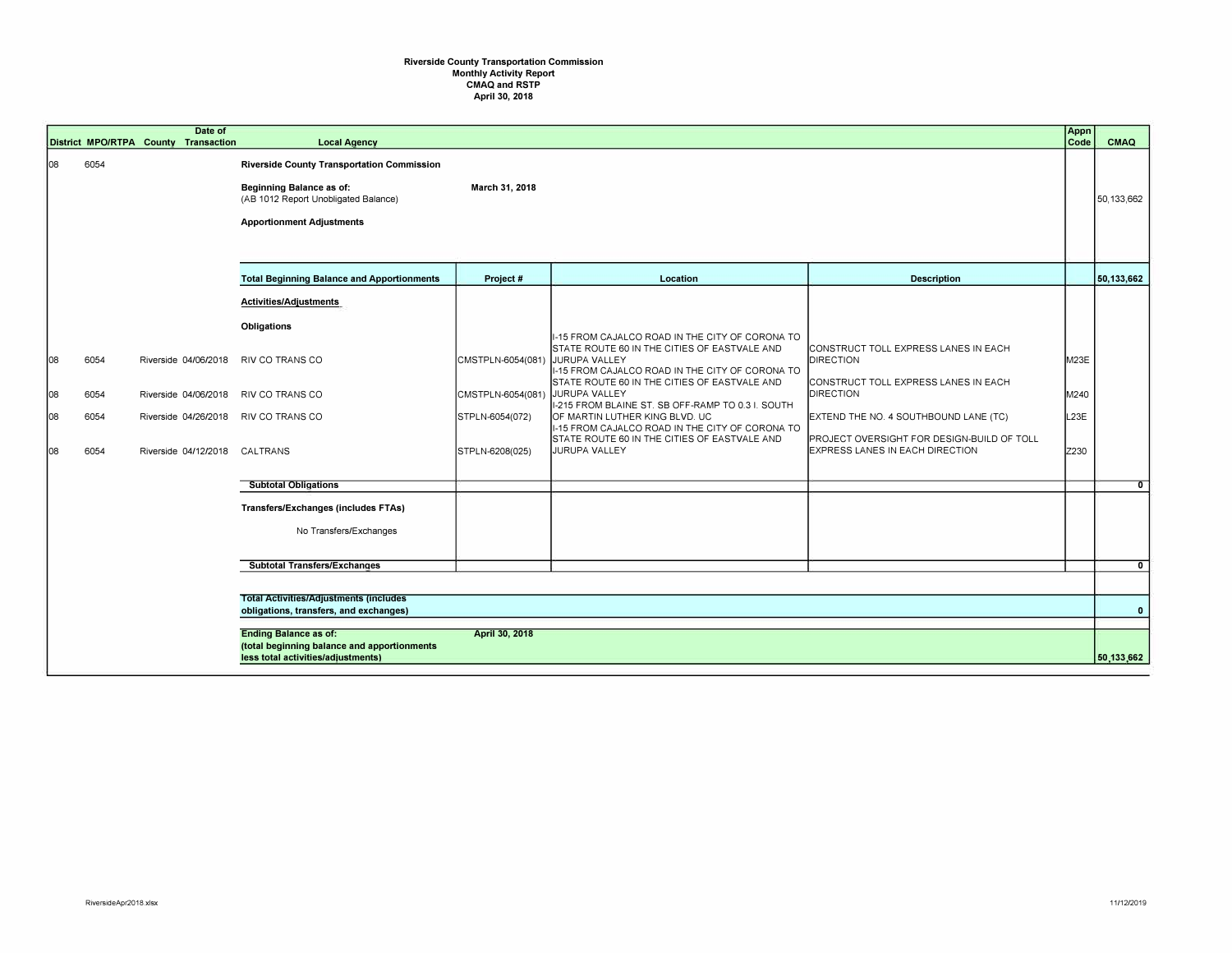**Riverside County Transportation Commission**
**Monthly Activity Report**
**CMAQ and RSTP**
**April 30, 2018**

| District | MPO/RTPA | County | Date of Transaction | Local Agency | Project # | Location | Description | Appn Code | CMAQ |
|---|---|---|---|---|---|---|---|---|---|
| 08 | 6054 | | | **Riverside County Transportation Commission** | | | | | |
| | | | | **Beginning Balance as of:** March 31, 2018 (AB 1012 Report Unobligated Balance) | | | | | 50,133,662 |
| | | | | **Apportionment Adjustments** | | | | | |
| | | | | **Total Beginning Balance and Apportionments** | **Project #** | **Location** | **Description** | | **50,133,662** |
| | | | | **Activities/Adjustments** | | | | | |
| | | | | **Obligations** | | | | | |
| 08 | 6054 | Riverside | 04/06/2018 | RIV CO TRANS CO | CMSTPLN-6054(081) | I-15 FROM CAJALCO ROAD IN THE CITY OF CORONA TO STATE ROUTE 60 IN THE CITIES OF EASTVALE AND JURUPA VALLEY | CONSTRUCT TOLL EXPRESS LANES IN EACH DIRECTION | M23E | |
| 08 | 6054 | Riverside | 04/06/2018 | RIV CO TRANS CO | CMSTPLN-6054(081) | I-15 FROM CAJALCO ROAD IN THE CITY OF CORONA TO STATE ROUTE 60 IN THE CITIES OF EASTVALE AND JURUPA VALLEY | CONSTRUCT TOLL EXPRESS LANES IN EACH DIRECTION | M240 | |
| 08 | 6054 | Riverside | 04/26/2018 | RIV CO TRANS CO | STPLN-6054(072) | I-215 FROM BLAINE ST. SB OFF-RAMP TO 0.3 I. SOUTH OF MARTIN LUTHER KING BLVD. UC | EXTEND THE NO. 4 SOUTHBOUND LANE (TC) | L23E | |
| 08 | 6054 | Riverside | 04/12/2018 | CALTRANS | STPLN-6208(025) | I-15 FROM CAJALCO ROAD IN THE CITY OF CORONA TO STATE ROUTE 60 IN THE CITIES OF EASTVALE AND JURUPA VALLEY | PROJECT OVERSIGHT FOR DESIGN-BUILD OF TOLL EXPRESS LANES IN EACH DIRECTION | Z230 | |
| | | | | **Subtotal Obligations** | | | | | **0** |
| | | | | **Transfers/Exchanges (includes FTAs)** | | | | | |
| | | | | No Transfers/Exchanges | | | | | |
| | | | | **Subtotal Transfers/Exchanges** | | | | | **0** |
| | | | | **Total Activities/Adjustments (includes obligations, transfers, and exchanges)** | | | | | **0** |
| | | | | **Ending Balance as of:** April 30, 2018 **(total beginning balance and apportionments less total activities/adjustments)** | | | | | **50,133,662** |

RiversideApr2018.xlsx

11/12/2019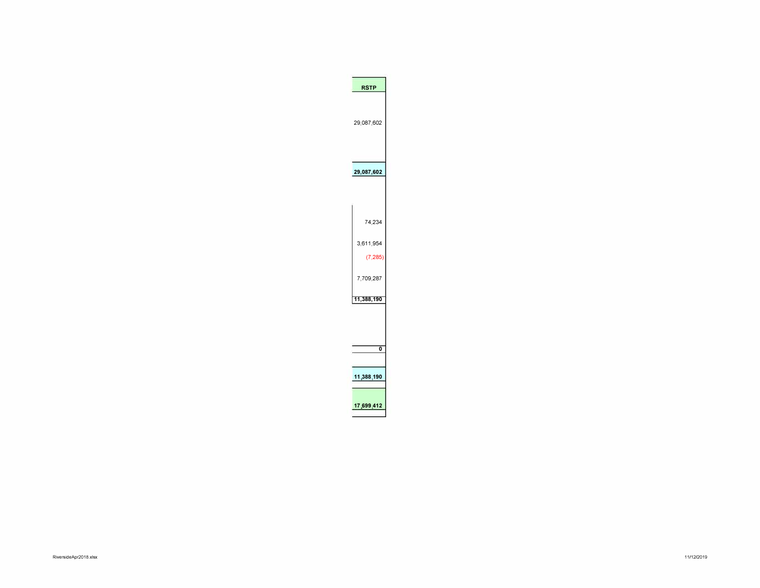| RSTP |
| --- |
| 29,087,602 |
| **29,087,602** |
| 74,234 |
| 3,611,954 |
| (7,285) |
| 7,709,287 |
| **11,388,190** |
| **0** |
| **11,388,190** |
| **17,699,412** |

RiversideApr2018.xlsx

11/12/2019